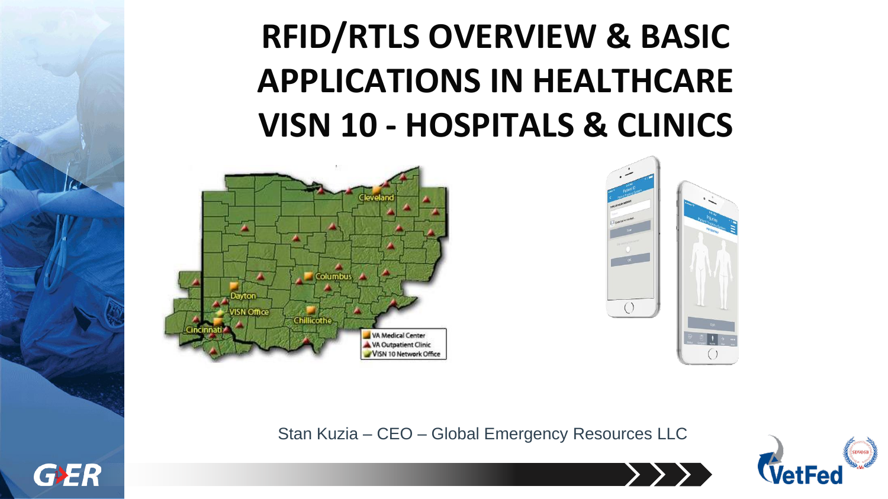# RFID/RTLS OVERVIEW & BASIC APPLICATIONS IN HEALTHCARE VISN 10 - HOSPITALS & CLINICS

Stan Kuzia – CEO – Global Emergency Resources LLC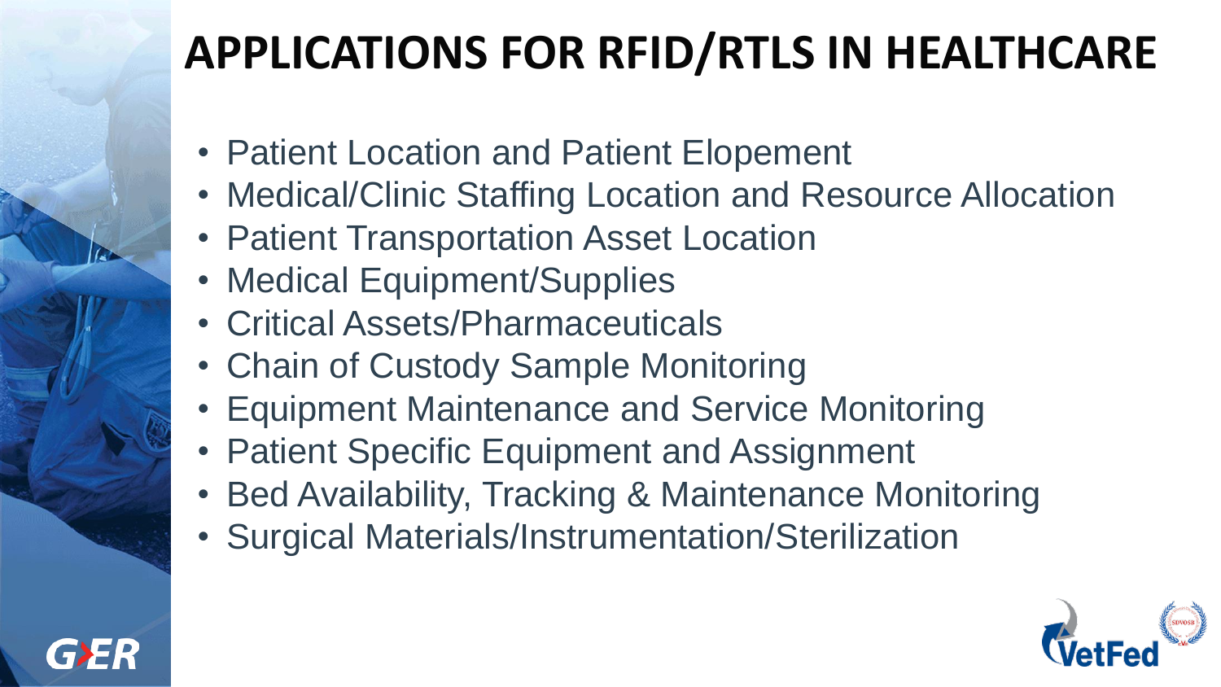# APPLICATIONS FOR RFID/RTLS IN HEALTHCARE

- Patient Location and Patient Elopement
- Medical/Clinic Staffing Location and Resource Allocation
- Patient Transportation Asset Location
- Medical Equipment/Supplies
- Critical Assets/Pharmaceuticals
- Chain of Custody Sample Monitoring
- Equipment Maintenance and Service Monitoring
- Patient Specific Equipment and Assignment
- Bed Availability, Tracking & Maintenance Monitoring
- Surgical Materials/Instrumentation/Sterilization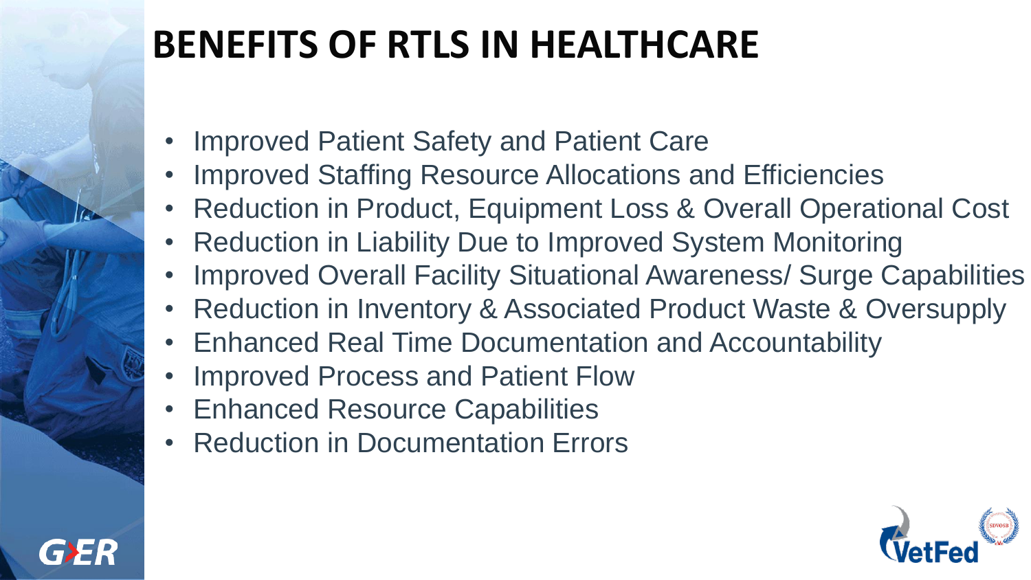# BENEFITS OF RTLS IN HEALTHCARE

- Improved Patient Safety and Patient Care
- Improved Staffing Resource Allocations and Efficiencies
- Reduction in Product, Equipment Loss & Overall Operational Cost
- Reduction in Liability Due to Improved System Monitoring
- Improved Overall Facility Situational Awareness/ Surge Capabilities
- Reduction in Inventory & Associated Product Waste & Oversupply
- Enhanced Real Time Documentation and Accountability
- Improved Process and Patient Flow
- Enhanced Resource Capabilities
- Reduction in Documentation Errors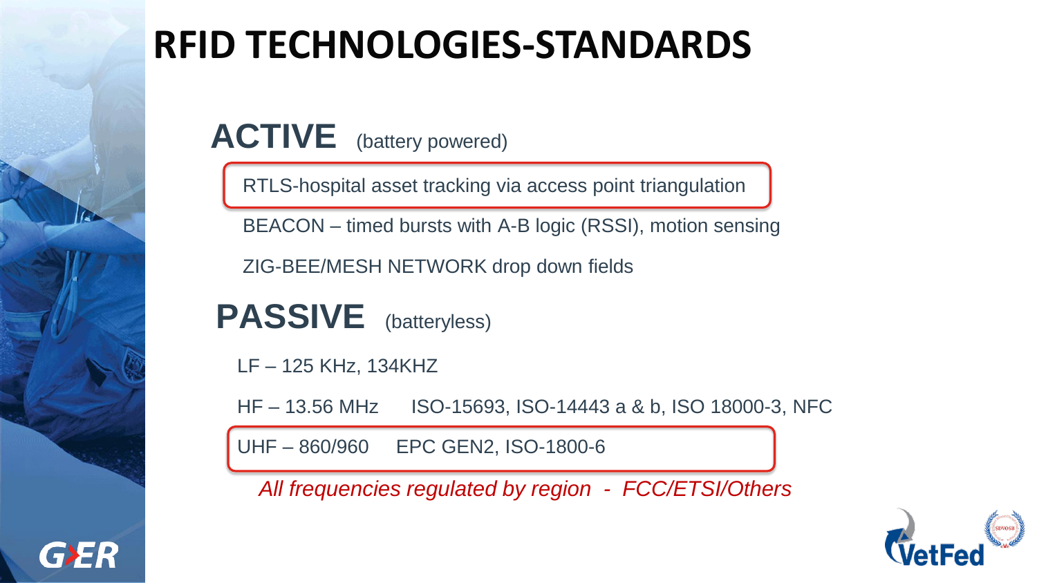# RFID TECHNOLOGIES-STANDARDS

## ACTIVE (battery powered)

- RTLS-hospital asset tracking via access point triangulation
- BEACON – timed bursts with A-B logic (RSSI), motion sensing
- ZIG-BEE/MESH NETWORK drop down fields

## PASSIVE (batteryless)

- LF – 125 KHz, 134KHZ
- HF – 13.56 MHz ISO-15693, ISO-14443 a & b, ISO 18000-3, NFC
- UHF – 860/960 EPC GEN2, ISO-1800-6

*All frequencies regulated by region - FCC/ETSI/Others*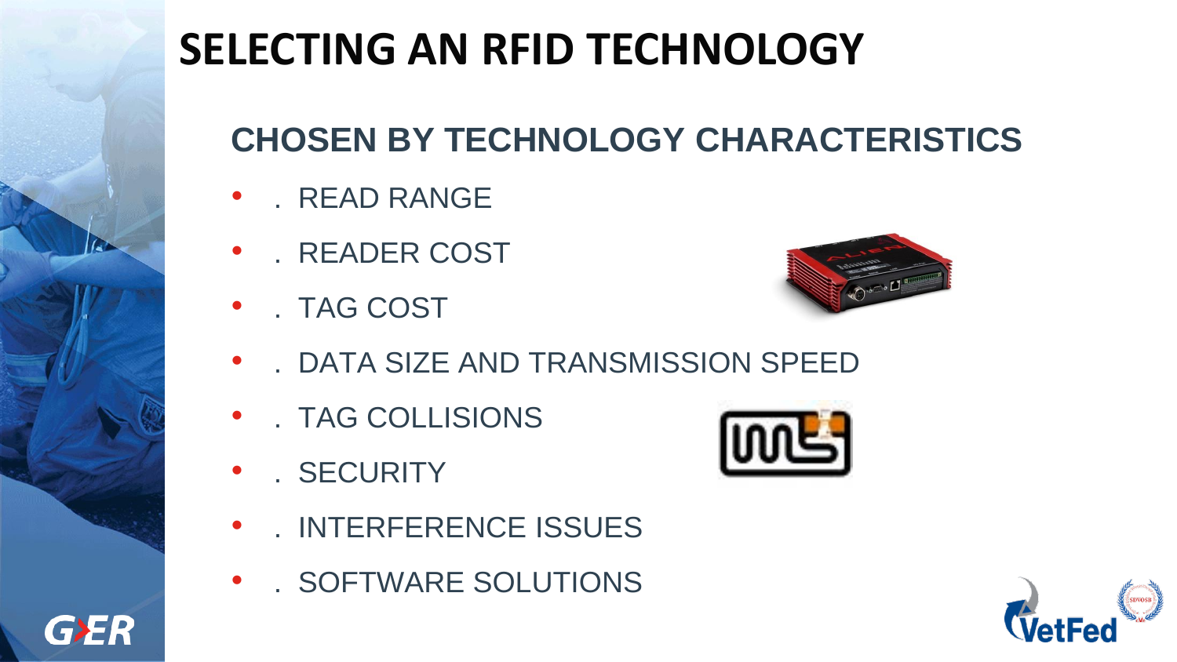# SELECTING AN RFID TECHNOLOGY

## CHOSEN BY TECHNOLOGY CHARACTERISTICS

- . READ RANGE
- . READER COST
- . TAG COST
- . DATA SIZE AND TRANSMISSION SPEED
- . TAG COLLISIONS
- . SECURITY
- . INTERFERENCE ISSUES
- . SOFTWARE SOLUTIONS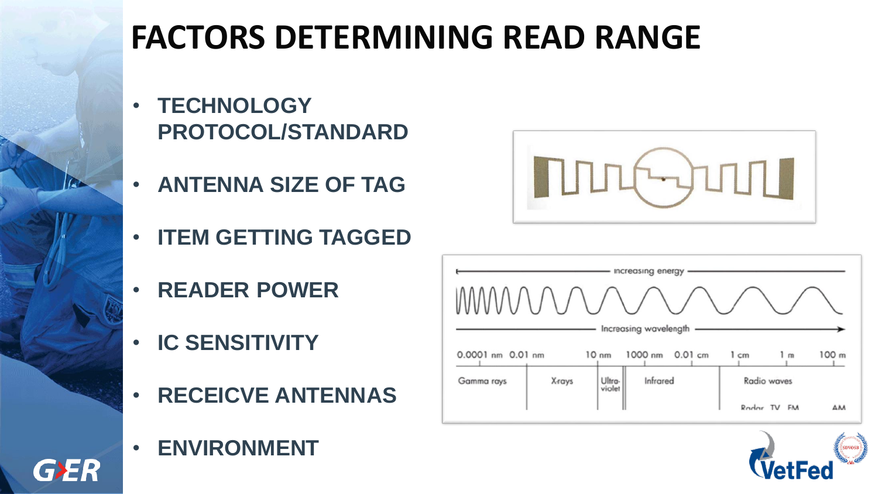# FACTORS DETERMINING READ RANGE

- **TECHNOLOGY PROTOCOL/STANDARD**
- **ANTENNA SIZE OF TAG**
- **ITEM GETTING TAGGED**
- **READER POWER**
- **IC SENSITIVITY**
- **RECEICVE ANTENNAS**
- **ENVIRONMENT**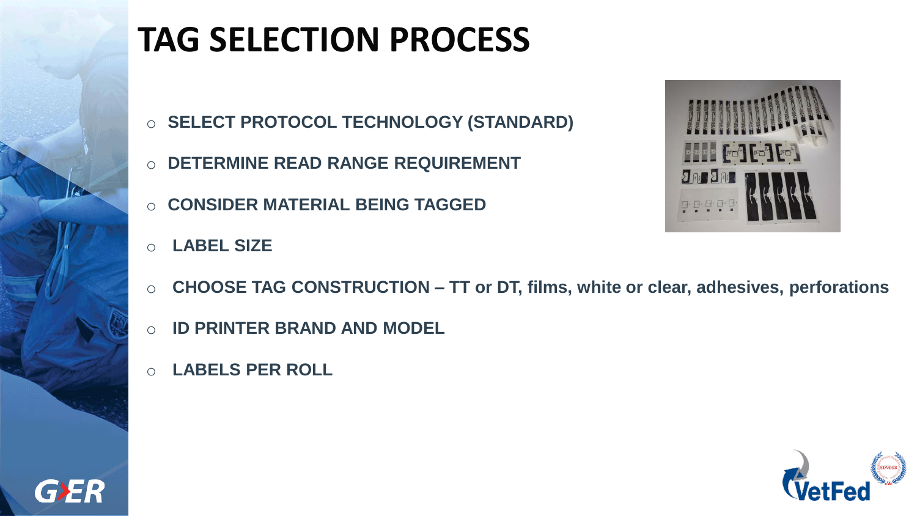# TAG SELECTION PROCESS

- **SELECT PROTOCOL TECHNOLOGY (STANDARD)**
- **DETERMINE READ RANGE REQUIREMENT**
- **CONSIDER MATERIAL BEING TAGGED**
- **LABEL SIZE**
- **CHOOSE TAG CONSTRUCTION – TT or DT, films, white or clear, adhesives, perforations**
- **ID PRINTER BRAND AND MODEL**
- **LABELS PER ROLL**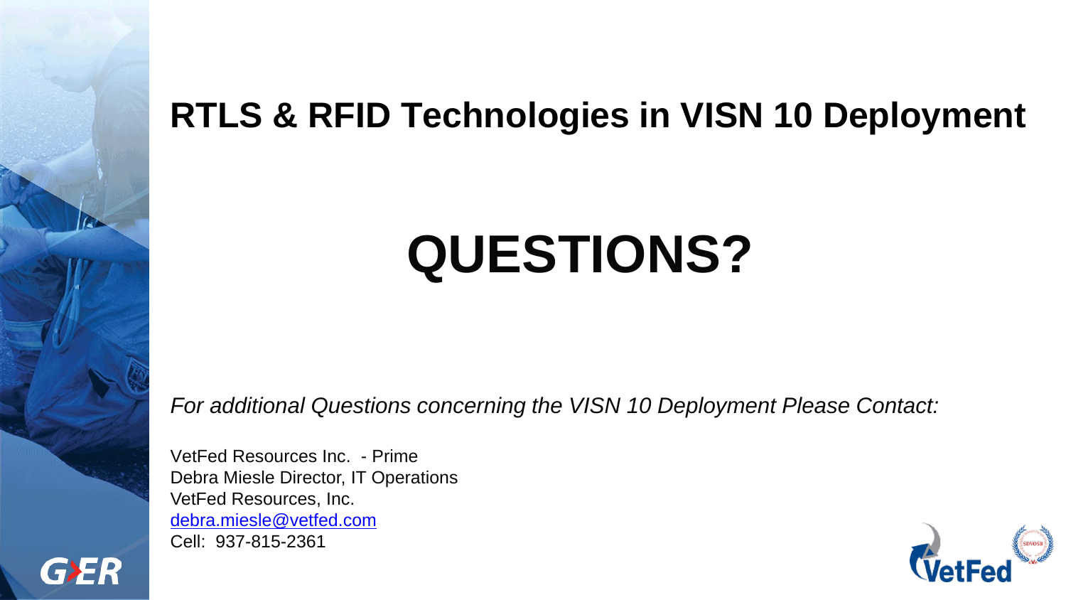# RTLS & RFID Technologies in VISN 10 Deployment

# QUESTIONS?

*For additional Questions concerning the VISN 10 Deployment Please Contact:*

VetFed Resources Inc. - Prime
Debra Miesle Director, IT Operations
VetFed Resources, Inc.
debra.miesle@vetfed.com
Cell: 937-815-2361